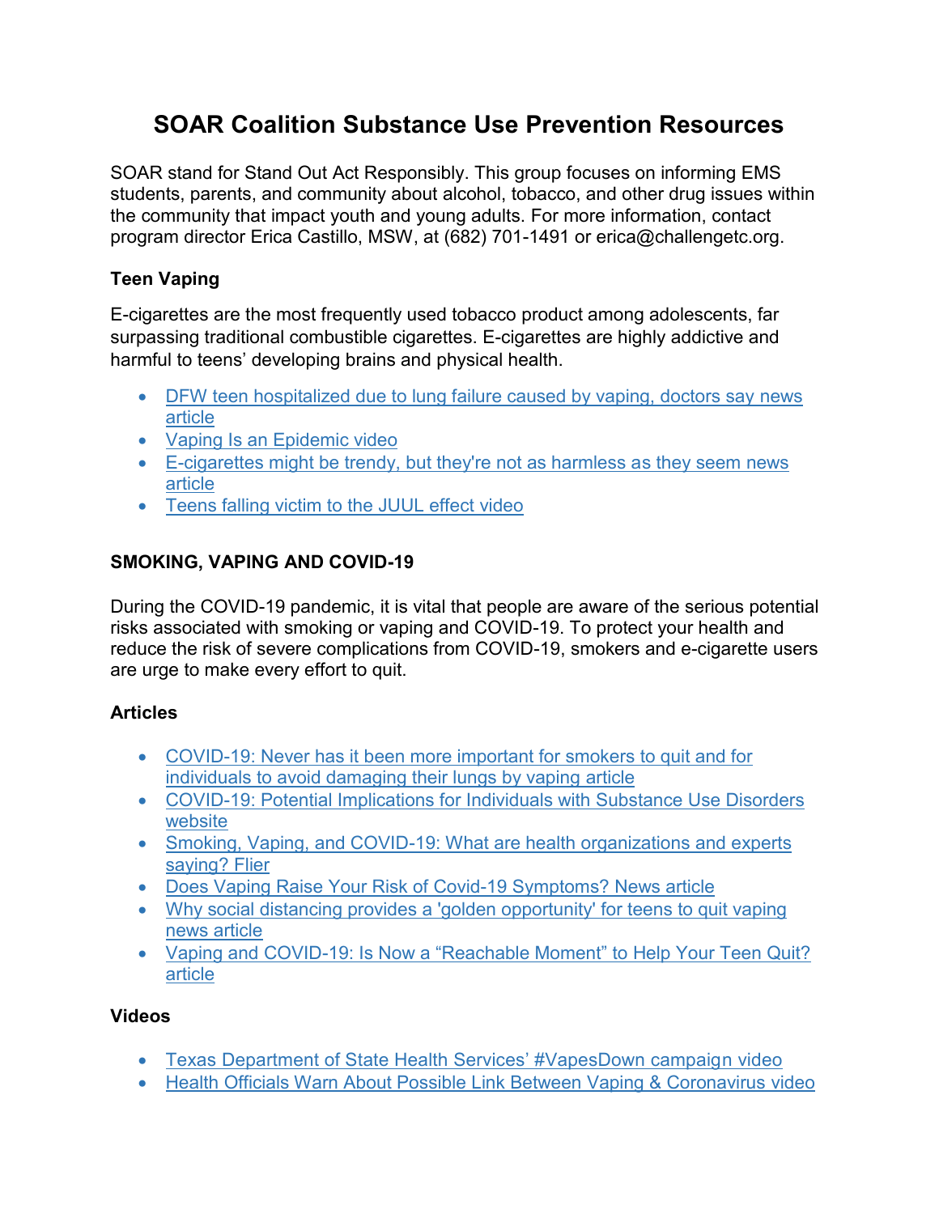# SOAR Coalition Substance Use Prevention Resources

SOAR stand for Stand Out Act Responsibly. This group focuses on informing EMS students, parents, and community about alcohol, tobacco, and other drug issues within the community that impact youth and young adults. For more information, contact program director Erica Castillo, MSW, at (682) 701-1491 or erica@challengetc.org.

### Teen Vaping

E-cigarettes are the most frequently used tobacco product among adolescents, far surpassing traditional combustible cigarettes. E-cigarettes are highly addictive and harmful to teens' developing brains and physical health.

- DFW teen hospitalized due to lung failure caused by vaping, doctors say news article
- Vaping Is an Epidemic video
- E-cigarettes might be trendy, but they're not as harmless as they seem news article
- Teens falling victim to the JUUL effect video

### SMOKING, VAPING AND COVID-19

During the COVID-19 pandemic, it is vital that people are aware of the serious potential risks associated with smoking or vaping and COVID-19. To protect your health and reduce the risk of severe complications from COVID-19, smokers and e-cigarette users are urge to make every effort to quit.

### Articles

- COVID-19: Never has it been more important for smokers to quit and for individuals to avoid damaging their lungs by vaping article
- COVID-19: Potential Implications for Individuals with Substance Use Disorders website
- Smoking, Vaping, and COVID-19: What are health organizations and experts saying? Flier
- Does Vaping Raise Your Risk of Covid-19 Symptoms? News article
- Why social distancing provides a 'golden opportunity' for teens to quit vaping news article
- Vaping and COVID-19: Is Now a "Reachable Moment" to Help Your Teen Quit? article

### Videos

- Texas Department of State Health Services' #VapesDown campaign video
- Health Officials Warn About Possible Link Between Vaping & Coronavirus video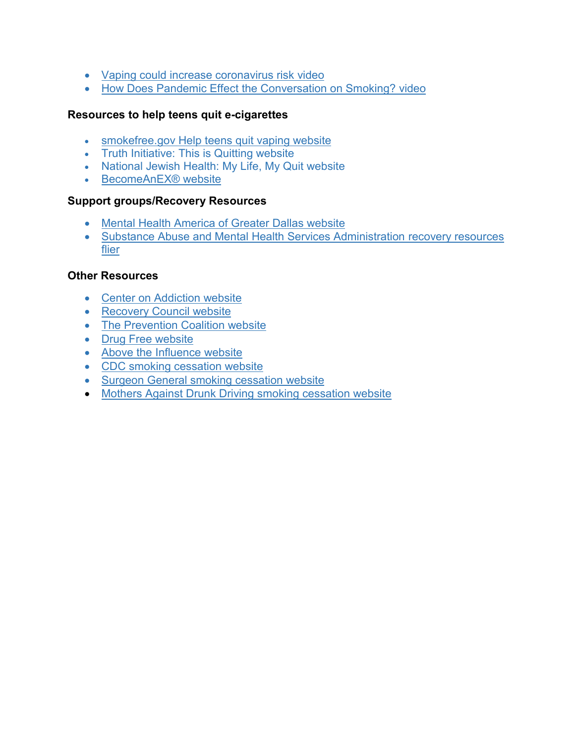- Vaping could increase coronavirus risk video
- How Does Pandemic Effect the Conversation on Smoking? video

**Resources to help teens quit e-cigarettes**

- smokefree.gov Help teens quit vaping website
- Truth Initiative: This is Quitting website
- National Jewish Health: My Life, My Quit website
- BecomeAnEX® website

**Support groups/Recovery Resources**

- Mental Health America of Greater Dallas website
- Substance Abuse and Mental Health Services Administration recovery resources flier

**Other Resources**

- Center on Addiction website
- Recovery Council website
- The Prevention Coalition website
- Drug Free website
- Above the Influence website
- CDC smoking cessation website
- Surgeon General smoking cessation website
- Mothers Against Drunk Driving smoking cessation website